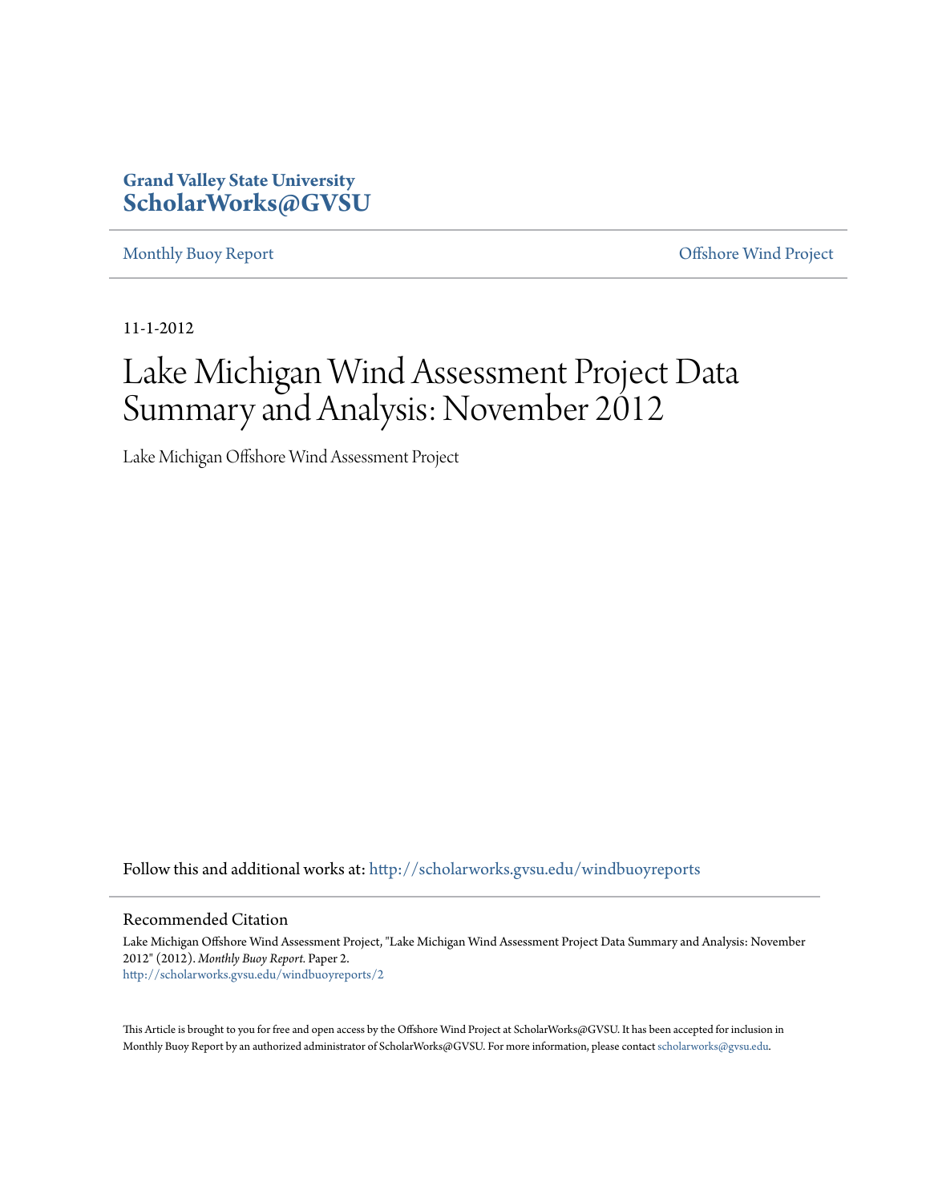**Grand Valley State University**
**ScholarWorks@GVSU**

Monthly Buoy Report | Offshore Wind Project

11-1-2012

# Lake Michigan Wind Assessment Project Data Summary and Analysis: November 2012

Lake Michigan Offshore Wind Assessment Project

Follow this and additional works at: http://scholarworks.gvsu.edu/windbuoyreports

## Recommended Citation

Lake Michigan Offshore Wind Assessment Project, "Lake Michigan Wind Assessment Project Data Summary and Analysis: November 2012" (2012). *Monthly Buoy Report.* Paper 2.
http://scholarworks.gvsu.edu/windbuoyreports/2

This Article is brought to you for free and open access by the Offshore Wind Project at ScholarWorks@GVSU. It has been accepted for inclusion in Monthly Buoy Report by an authorized administrator of ScholarWorks@GVSU. For more information, please contact scholarworks@gvsu.edu.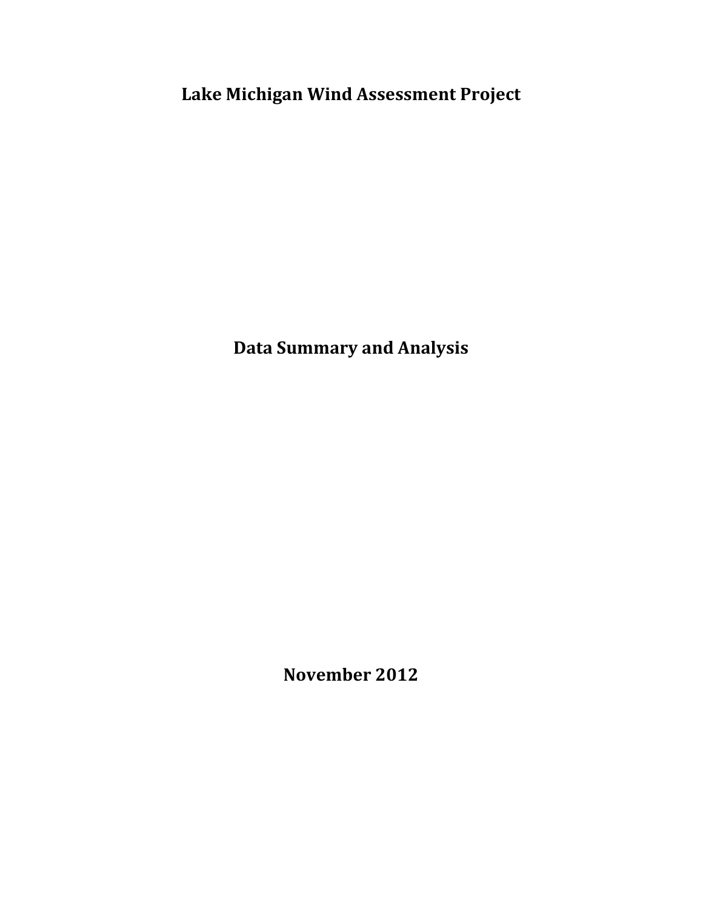# Lake Michigan Wind Assessment Project

## Data Summary and Analysis

**November 2012**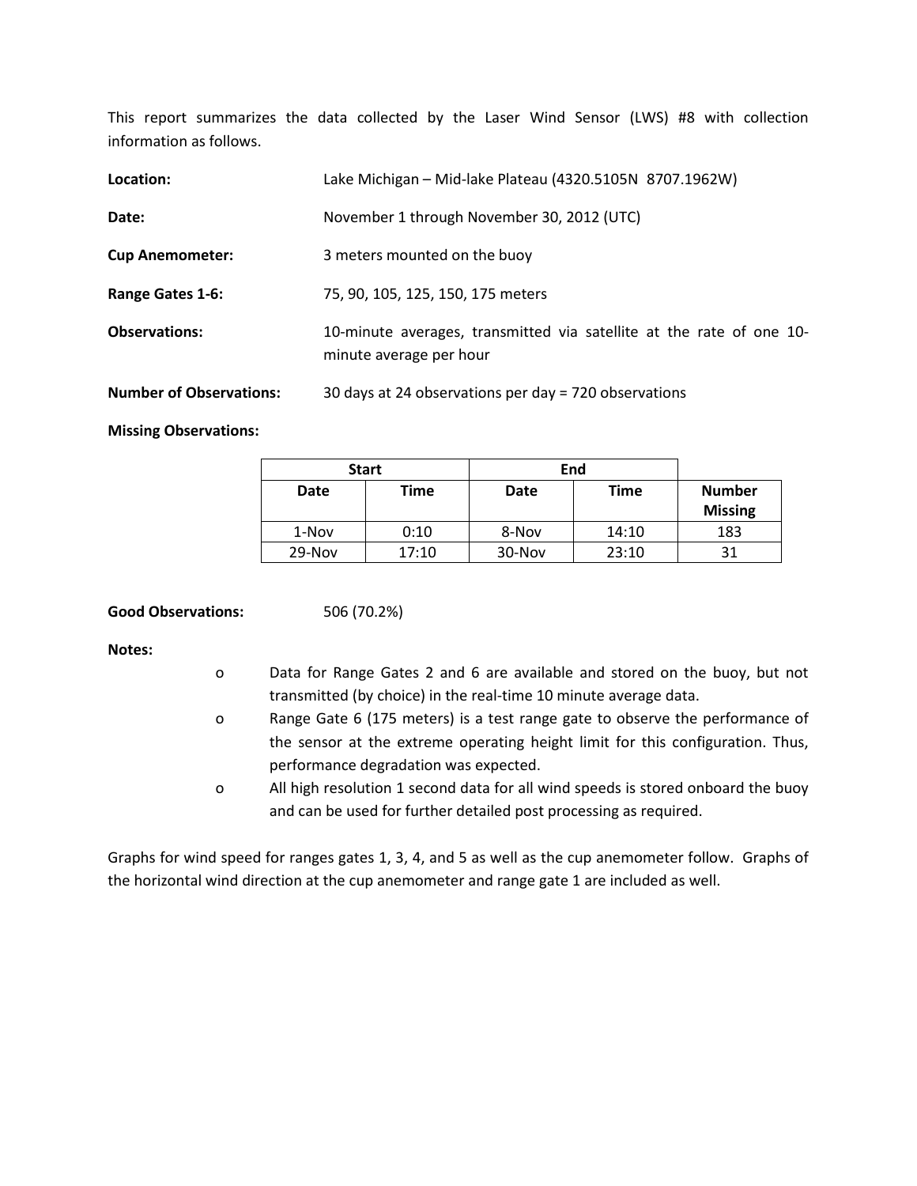This report summarizes the data collected by the Laser Wind Sensor (LWS) #8 with collection information as follows.

**Location:** Lake Michigan – Mid-lake Plateau (4320.5105N 8707.1962W)

**Date:** November 1 through November 30, 2012 (UTC)

**Cup Anemometer:** 3 meters mounted on the buoy

**Range Gates 1-6:** 75, 90, 105, 125, 150, 175 meters

**Observations:** 10-minute averages, transmitted via satellite at the rate of one 10-minute average per hour

**Number of Observations:** 30 days at 24 observations per day = 720 observations

**Missing Observations:**

| Start | | End | | |
|---|---|---|---|---|
| **Date** | **Time** | **Date** | **Time** | **Number Missing** |
| 1-Nov | 0:10 | 8-Nov | 14:10 | 183 |
| 29-Nov | 17:10 | 30-Nov | 23:10 | 31 |

**Good Observations:** 506 (70.2%)

**Notes:**

- Data for Range Gates 2 and 6 are available and stored on the buoy, but not transmitted (by choice) in the real-time 10 minute average data.
- Range Gate 6 (175 meters) is a test range gate to observe the performance of the sensor at the extreme operating height limit for this configuration. Thus, performance degradation was expected.
- All high resolution 1 second data for all wind speeds is stored onboard the buoy and can be used for further detailed post processing as required.

Graphs for wind speed for ranges gates 1, 3, 4, and 5 as well as the cup anemometer follow. Graphs of the horizontal wind direction at the cup anemometer and range gate 1 are included as well.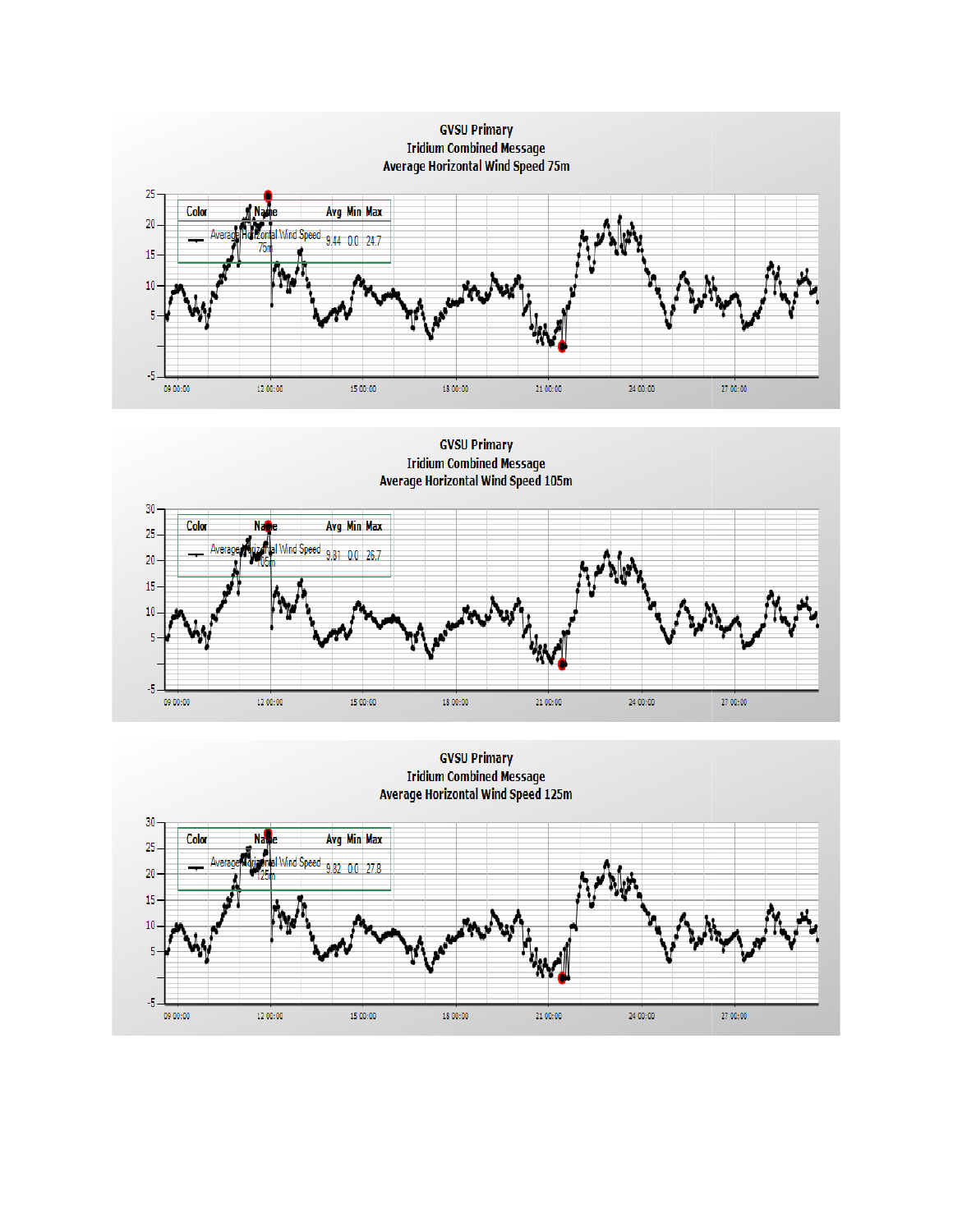GVSU Primary
Iridium Combined Message
Average Horizontal Wind Speed 75m

25
20
15
10
5
-5

Color Name Avg Min Max
Average Horizontal Wind Speed 75m 9.44 0.0 24.7

09 00:00
12 00:00
15 00:00
18 00:00
21 00:00
24 00:00
27 00:00

GVSU Primary
Iridium Combined Message
Average Horizontal Wind Speed 105m

30
25
20
15
10
5
-5

Color Name Avg Min Max
Average Horizontal Wind Speed 105m 9.81 0.0 26.7

09 00:00
12 00:00
15 00:00
18 00:00
21 00:00
24 00:00
27 00:00

GVSU Primary
Iridium Combined Message
Average Horizontal Wind Speed 125m

30
25
20
15
10
5
-5

Color Name Avg Min Max
Average Horizontal Wind Speed 125m 9.82 0.0 27.8

09 00:00
12 00:00
15 00:00
18 00:00
21 00:00
24 00:00
27 00:00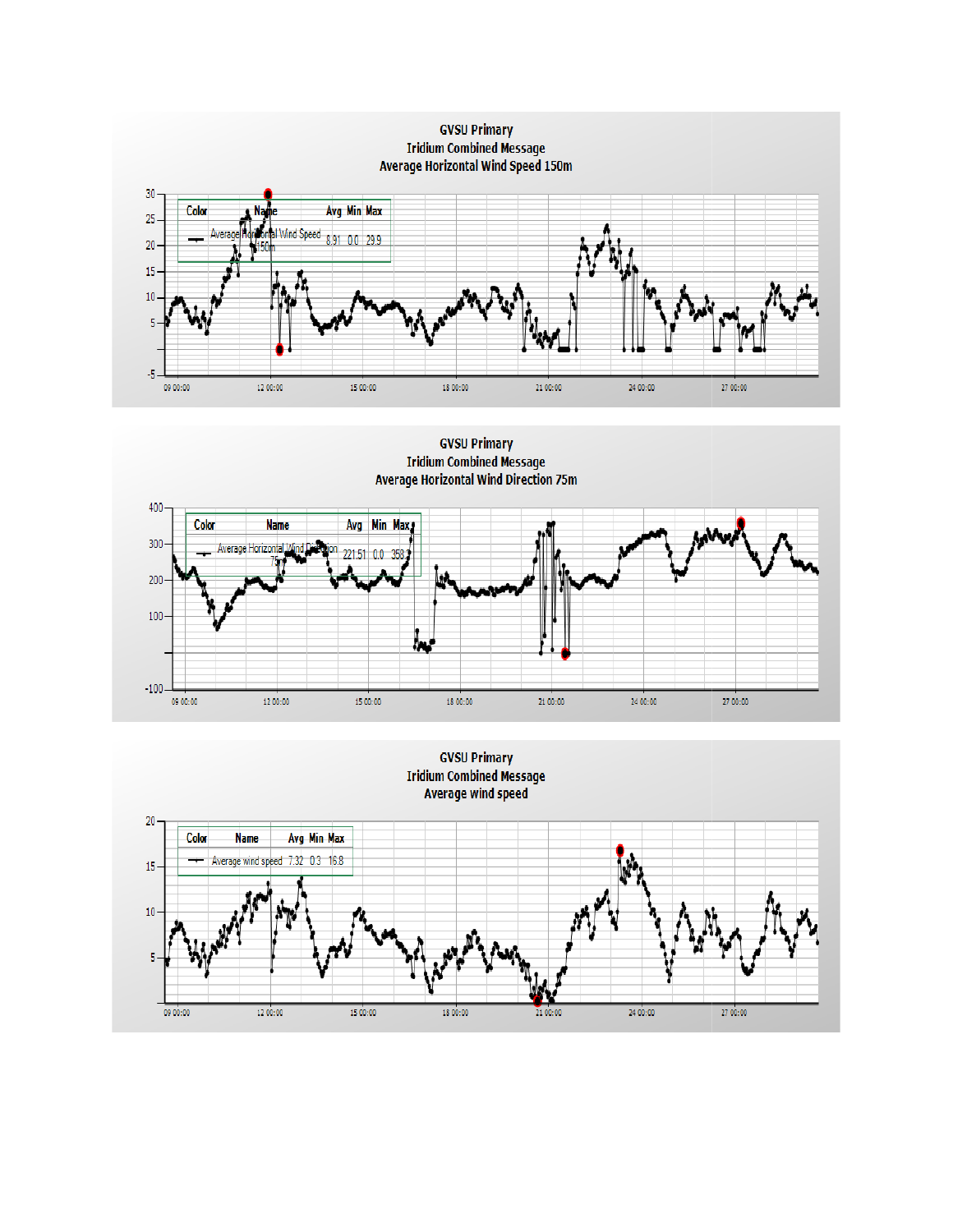GVSU Primary
Iridium Combined Message
Average Horizontal Wind Speed 150m

Color Name Avg Min Max
Average Horizontal Wind Speed 150m 8.91 0.0 29.9

30
25
20
15
10
5
-5

09 00:00
12 00:00
15 00:00
18 00:00
21 00:00
24 00:00
27 00:00

GVSU Primary
Iridium Combined Message
Average Horizontal Wind Direction 75m

Color Name Avg Min Max
Average Horizontal Wind Direction 75m 221.51 0.0 358.3

400
300
200
100
-100

09 00:00
12 00:00
15 00:00
18 00:00
21 00:00
24 00:00
27 00:00

GVSU Primary
Iridium Combined Message
Average wind speed

Color Name Avg Min Max
Average wind speed 7.32 0.3 16.8

20
15
10
5

09 00:00
12 00:00
15 00:00
18 00:00
21 00:00
24 00:00
27 00:00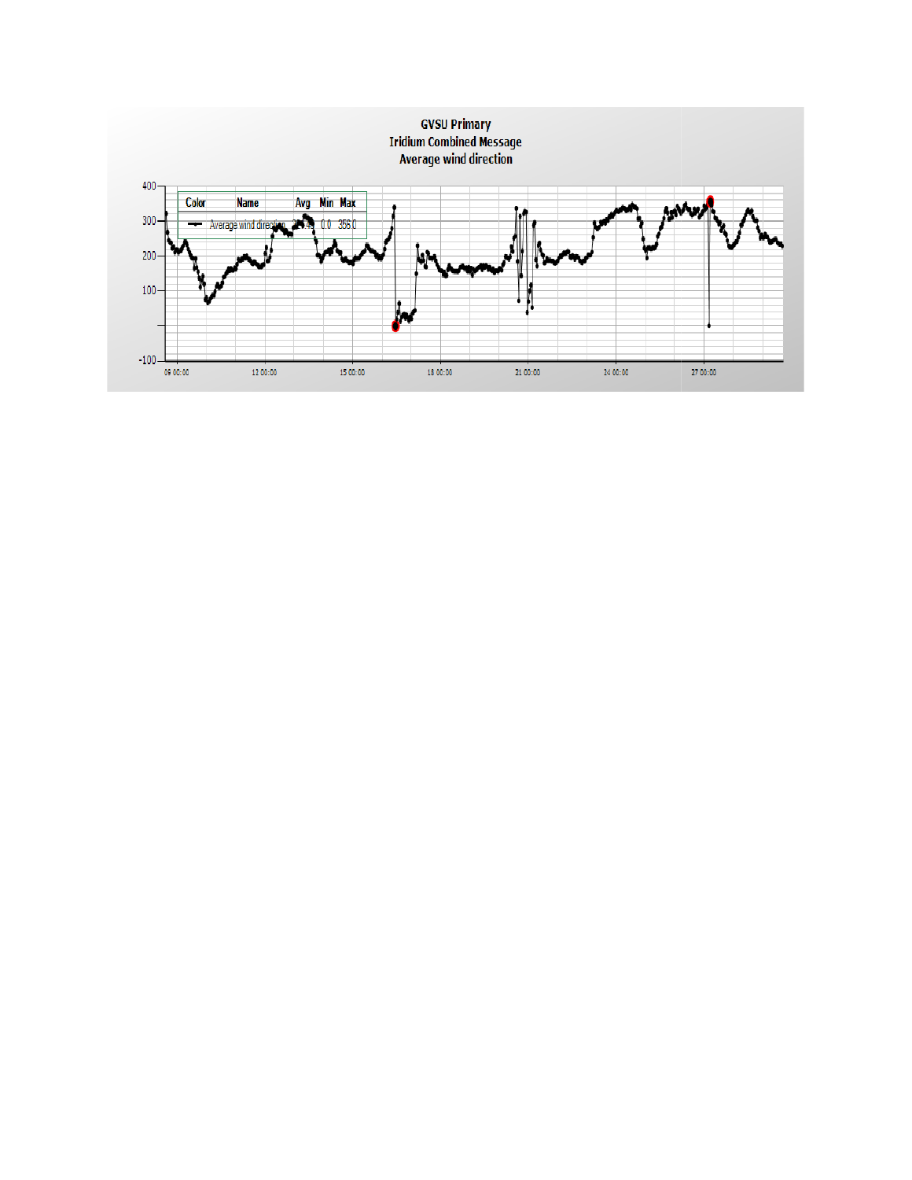GVSU Primary

Iridium Combined Message

Average wind direction

400
300
200
100
-100

Color Name Avg Min Max

Average wind direction 2?4.? 0.0 356.0

09 00:00
12 00:00
15 00:00
18 00:00
21 00:00
24 00:00
27 00:00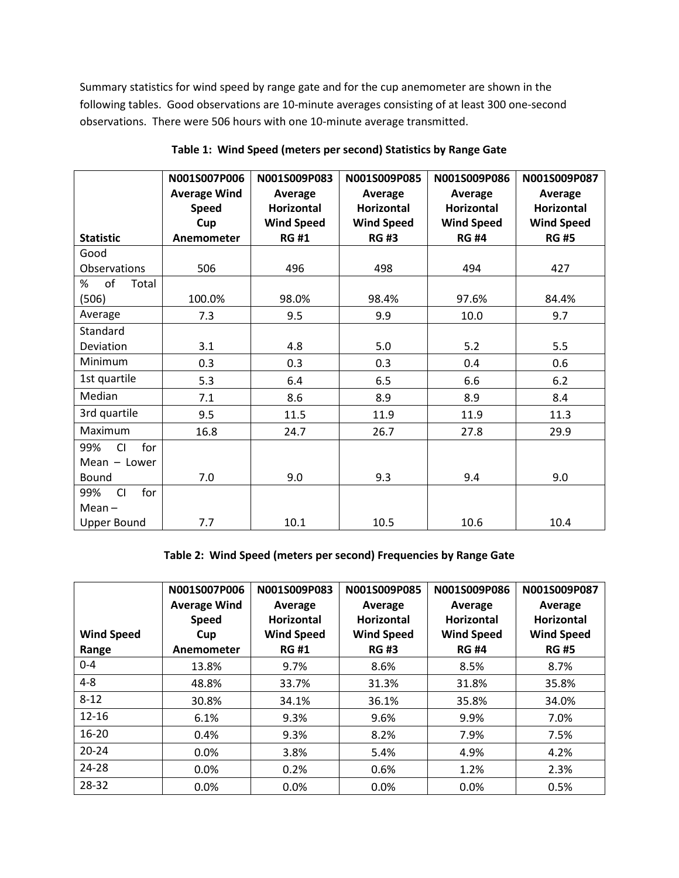Summary statistics for wind speed by range gate and for the cup anemometer are shown in the following tables. Good observations are 10-minute averages consisting of at least 300 one-second observations. There were 506 hours with one 10-minute average transmitted.

**Table 1: Wind Speed (meters per second) Statistics by Range Gate**

| Statistic | N001S007P006 Average Wind Speed Cup Anemometer | N001S009P083 Average Horizontal Wind Speed RG #1 | N001S009P085 Average Horizontal Wind Speed RG #3 | N001S009P086 Average Horizontal Wind Speed RG #4 | N001S009P087 Average Horizontal Wind Speed RG #5 |
|---|---|---|---|---|---|
| Good Observations | 506 | 496 | 498 | 494 | 427 |
| % of Total (506) | 100.0% | 98.0% | 98.4% | 97.6% | 84.4% |
| Average | 7.3 | 9.5 | 9.9 | 10.0 | 9.7 |
| Standard Deviation | 3.1 | 4.8 | 5.0 | 5.2 | 5.5 |
| Minimum | 0.3 | 0.3 | 0.3 | 0.4 | 0.6 |
| 1st quartile | 5.3 | 6.4 | 6.5 | 6.6 | 6.2 |
| Median | 7.1 | 8.6 | 8.9 | 8.9 | 8.4 |
| 3rd quartile | 9.5 | 11.5 | 11.9 | 11.9 | 11.3 |
| Maximum | 16.8 | 24.7 | 26.7 | 27.8 | 29.9 |
| 99% CI for Mean – Lower Bound | 7.0 | 9.0 | 9.3 | 9.4 | 9.0 |
| 99% CI for Mean – Upper Bound | 7.7 | 10.1 | 10.5 | 10.6 | 10.4 |

**Table 2: Wind Speed (meters per second) Frequencies by Range Gate**

| Wind Speed Range | N001S007P006 Average Wind Speed Cup Anemometer | N001S009P083 Average Horizontal Wind Speed RG #1 | N001S009P085 Average Horizontal Wind Speed RG #3 | N001S009P086 Average Horizontal Wind Speed RG #4 | N001S009P087 Average Horizontal Wind Speed RG #5 |
|---|---|---|---|---|---|
| 0-4 | 13.8% | 9.7% | 8.6% | 8.5% | 8.7% |
| 4-8 | 48.8% | 33.7% | 31.3% | 31.8% | 35.8% |
| 8-12 | 30.8% | 34.1% | 36.1% | 35.8% | 34.0% |
| 12-16 | 6.1% | 9.3% | 9.6% | 9.9% | 7.0% |
| 16-20 | 0.4% | 9.3% | 8.2% | 7.9% | 7.5% |
| 20-24 | 0.0% | 3.8% | 5.4% | 4.9% | 4.2% |
| 24-28 | 0.0% | 0.2% | 0.6% | 1.2% | 2.3% |
| 28-32 | 0.0% | 0.0% | 0.0% | 0.0% | 0.5% |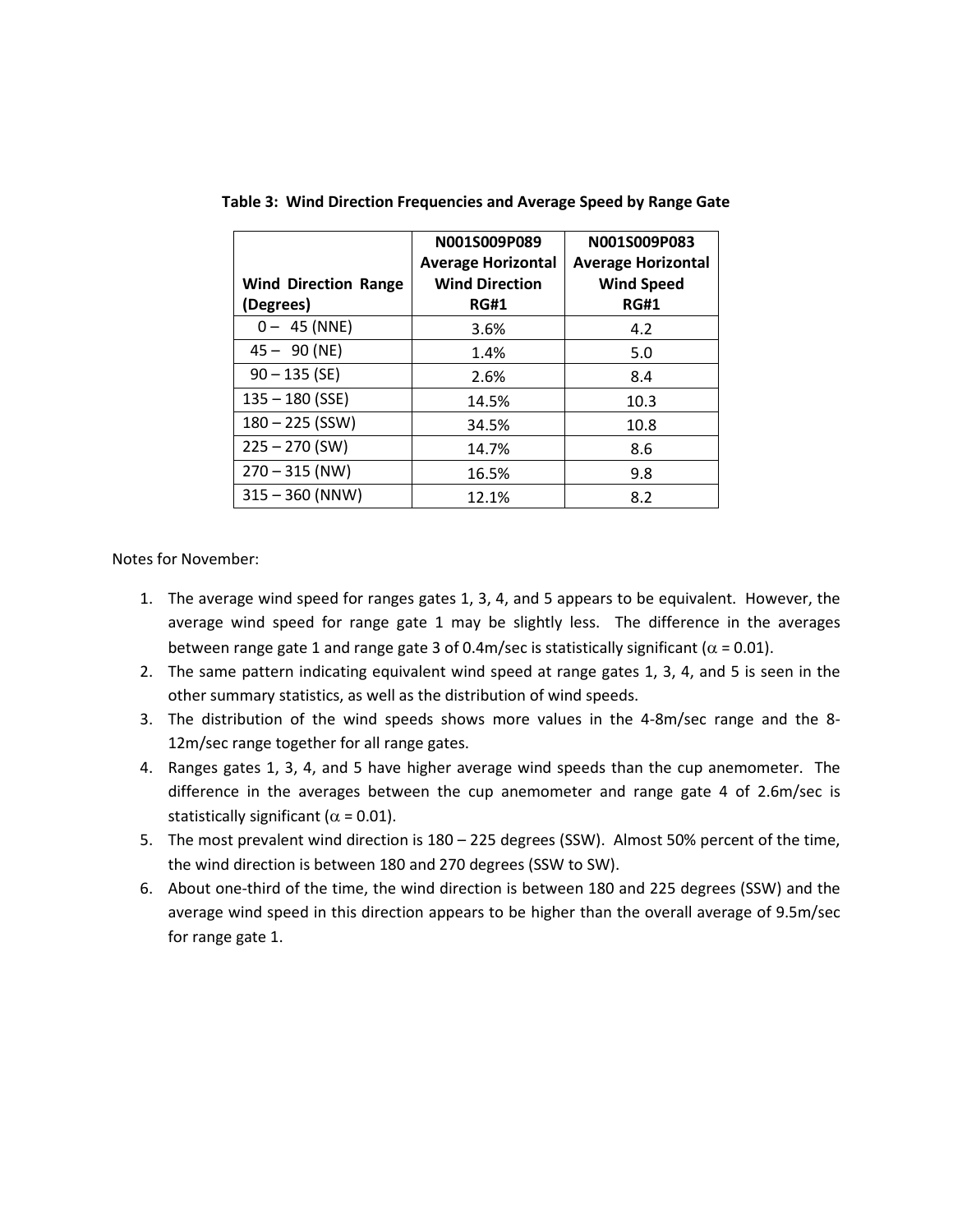**Table 3: Wind Direction Frequencies and Average Speed by Range Gate**

| Wind Direction Range (Degrees) | N001S009P089 Average Horizontal Wind Direction RG#1 | N001S009P083 Average Horizontal Wind Speed RG#1 |
|---|---|---|
| 0 – 45 (NNE) | 3.6% | 4.2 |
| 45 – 90 (NE) | 1.4% | 5.0 |
| 90 – 135 (SE) | 2.6% | 8.4 |
| 135 – 180 (SSE) | 14.5% | 10.3 |
| 180 – 225 (SSW) | 34.5% | 10.8 |
| 225 – 270 (SW) | 14.7% | 8.6 |
| 270 – 315 (NW) | 16.5% | 9.8 |
| 315 – 360 (NNW) | 12.1% | 8.2 |

Notes for November:

1. The average wind speed for ranges gates 1, 3, 4, and 5 appears to be equivalent. However, the average wind speed for range gate 1 may be slightly less. The difference in the averages between range gate 1 and range gate 3 of 0.4m/sec is statistically significant ($\alpha = 0.01$).
2. The same pattern indicating equivalent wind speed at range gates 1, 3, 4, and 5 is seen in the other summary statistics, as well as the distribution of wind speeds.
3. The distribution of the wind speeds shows more values in the 4-8m/sec range and the 8-12m/sec range together for all range gates.
4. Ranges gates 1, 3, 4, and 5 have higher average wind speeds than the cup anemometer. The difference in the averages between the cup anemometer and range gate 4 of 2.6m/sec is statistically significant ($\alpha = 0.01$).
5. The most prevalent wind direction is 180 – 225 degrees (SSW). Almost 50% percent of the time, the wind direction is between 180 and 270 degrees (SSW to SW).
6. About one-third of the time, the wind direction is between 180 and 225 degrees (SSW) and the average wind speed in this direction appears to be higher than the overall average of 9.5m/sec for range gate 1.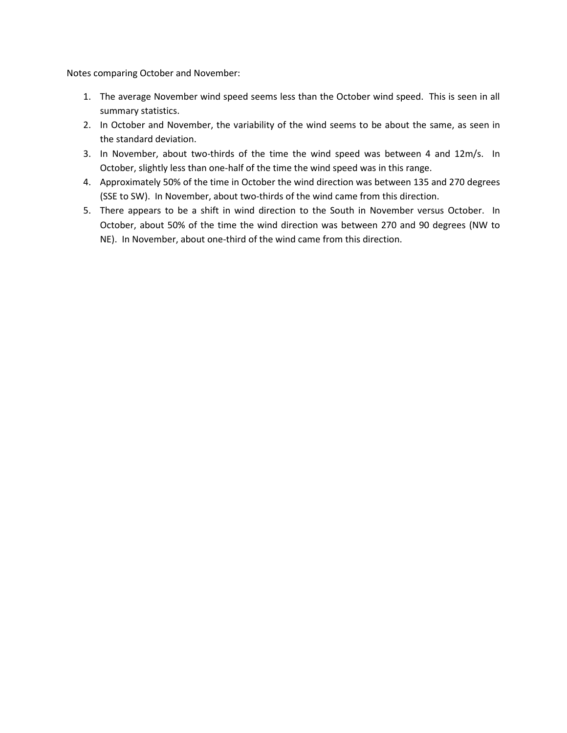Notes comparing October and November:

1. The average November wind speed seems less than the October wind speed. This is seen in all summary statistics.
2. In October and November, the variability of the wind seems to be about the same, as seen in the standard deviation.
3. In November, about two-thirds of the time the wind speed was between 4 and 12m/s. In October, slightly less than one-half of the time the wind speed was in this range.
4. Approximately 50% of the time in October the wind direction was between 135 and 270 degrees (SSE to SW). In November, about two-thirds of the wind came from this direction.
5. There appears to be a shift in wind direction to the South in November versus October. In October, about 50% of the time the wind direction was between 270 and 90 degrees (NW to NE). In November, about one-third of the wind came from this direction.